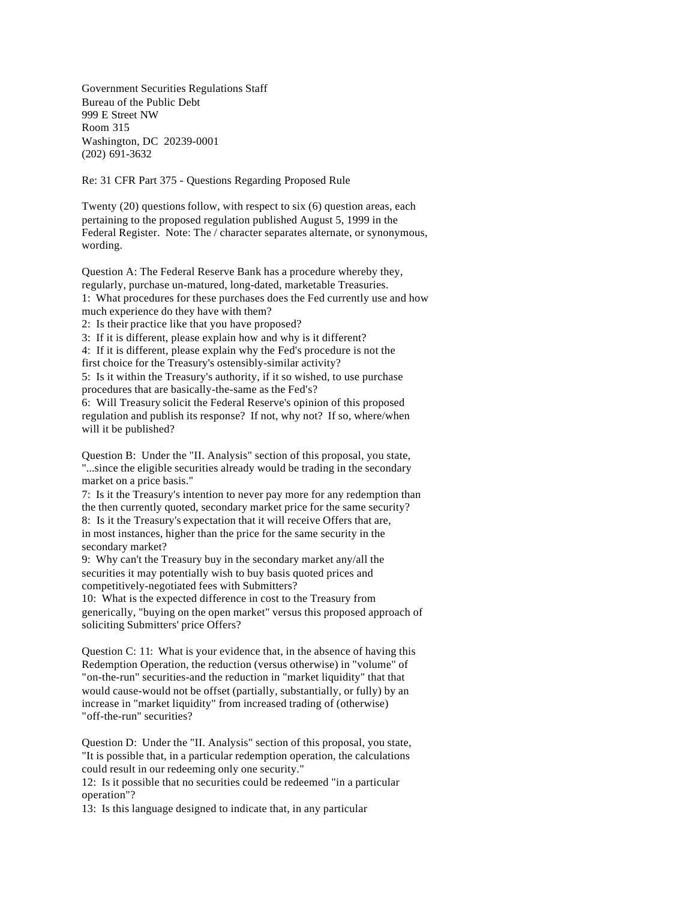Government Securities Regulations Staff
Bureau of the Public Debt
999 E Street NW
Room 315
Washington, DC 20239-0001
(202) 691-3632

Re: 31 CFR Part 375 - Questions Regarding Proposed Rule

Twenty (20) questions follow, with respect to six (6) question areas, each pertaining to the proposed regulation published August 5, 1999 in the Federal Register. Note: The / character separates alternate, or synonymous, wording.

Question A: The Federal Reserve Bank has a procedure whereby they, regularly, purchase un-matured, long-dated, marketable Treasuries.
1: What procedures for these purchases does the Fed currently use and how much experience do they have with them?
2: Is their practice like that you have proposed?
3: If it is different, please explain how and why is it different?
4: If it is different, please explain why the Fed's procedure is not the first choice for the Treasury's ostensibly-similar activity?
5: Is it within the Treasury's authority, if it so wished, to use purchase procedures that are basically-the-same as the Fed's?
6: Will Treasury solicit the Federal Reserve's opinion of this proposed regulation and publish its response? If not, why not? If so, where/when will it be published?

Question B: Under the "II. Analysis" section of this proposal, you state, "...since the eligible securities already would be trading in the secondary market on a price basis."
7: Is it the Treasury's intention to never pay more for any redemption than the then currently quoted, secondary market price for the same security?
8: Is it the Treasury's expectation that it will receive Offers that are, in most instances, higher than the price for the same security in the secondary market?
9: Why can't the Treasury buy in the secondary market any/all the securities it may potentially wish to buy basis quoted prices and competitively-negotiated fees with Submitters?
10: What is the expected difference in cost to the Treasury from generically, "buying on the open market" versus this proposed approach of soliciting Submitters' price Offers?

Question C: 11: What is your evidence that, in the absence of having this Redemption Operation, the reduction (versus otherwise) in "volume" of "on-the-run" securities-and the reduction in "market liquidity" that that would cause-would not be offset (partially, substantially, or fully) by an increase in "market liquidity" from increased trading of (otherwise) "off-the-run" securities?

Question D: Under the "II. Analysis" section of this proposal, you state, "It is possible that, in a particular redemption operation, the calculations could result in our redeeming only one security."
12: Is it possible that no securities could be redeemed "in a particular operation"?
13: Is this language designed to indicate that, in any particular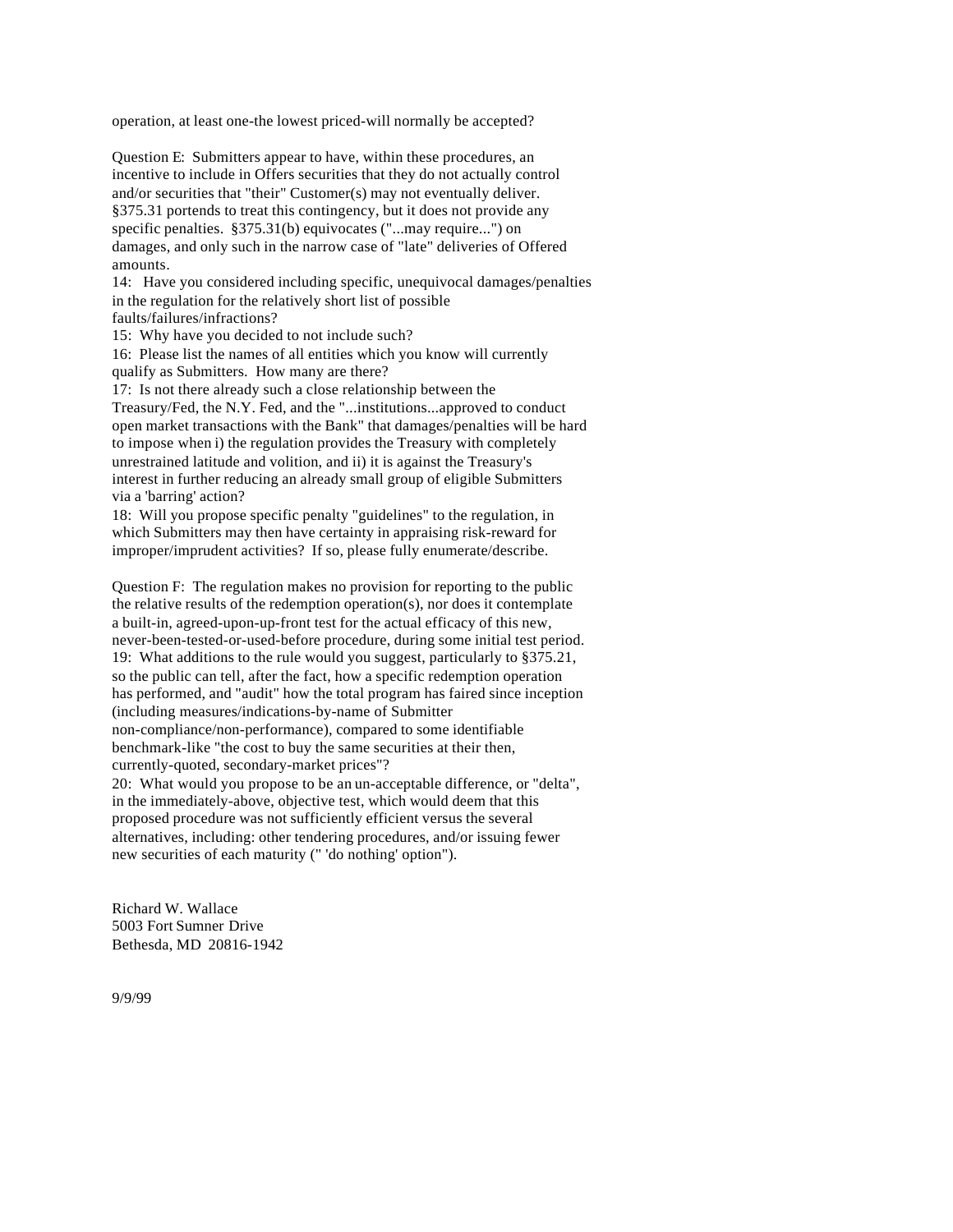operation, at least one-the lowest priced-will normally be accepted?

Question E: Submitters appear to have, within these procedures, an incentive to include in Offers securities that they do not actually control and/or securities that "their" Customer(s) may not eventually deliver. §375.31 portends to treat this contingency, but it does not provide any specific penalties. §375.31(b) equivocates ("...may require...") on damages, and only such in the narrow case of "late" deliveries of Offered amounts.

14: Have you considered including specific, unequivocal damages/penalties in the regulation for the relatively short list of possible faults/failures/infractions?

15: Why have you decided to not include such?

16: Please list the names of all entities which you know will currently qualify as Submitters. How many are there?

17: Is not there already such a close relationship between the Treasury/Fed, the N.Y. Fed, and the "...institutions...approved to conduct open market transactions with the Bank" that damages/penalties will be hard to impose when i) the regulation provides the Treasury with completely unrestrained latitude and volition, and ii) it is against the Treasury's interest in further reducing an already small group of eligible Submitters via a 'barring' action?

18: Will you propose specific penalty "guidelines" to the regulation, in which Submitters may then have certainty in appraising risk-reward for improper/imprudent activities? If so, please fully enumerate/describe.

Question F: The regulation makes no provision for reporting to the public the relative results of the redemption operation(s), nor does it contemplate a built-in, agreed-upon-up-front test for the actual efficacy of this new, never-been-tested-or-used-before procedure, during some initial test period.

19: What additions to the rule would you suggest, particularly to §375.21, so the public can tell, after the fact, how a specific redemption operation has performed, and "audit" how the total program has faired since inception (including measures/indications-by-name of Submitter non-compliance/non-performance), compared to some identifiable benchmark-like "the cost to buy the same securities at their then, currently-quoted, secondary-market prices"?

20: What would you propose to be an un-acceptable difference, or "delta", in the immediately-above, objective test, which would deem that this proposed procedure was not sufficiently efficient versus the several alternatives, including: other tendering procedures, and/or issuing fewer new securities of each maturity (" 'do nothing' option").

Richard W. Wallace
5003 Fort Sumner Drive
Bethesda, MD 20816-1942

9/9/99